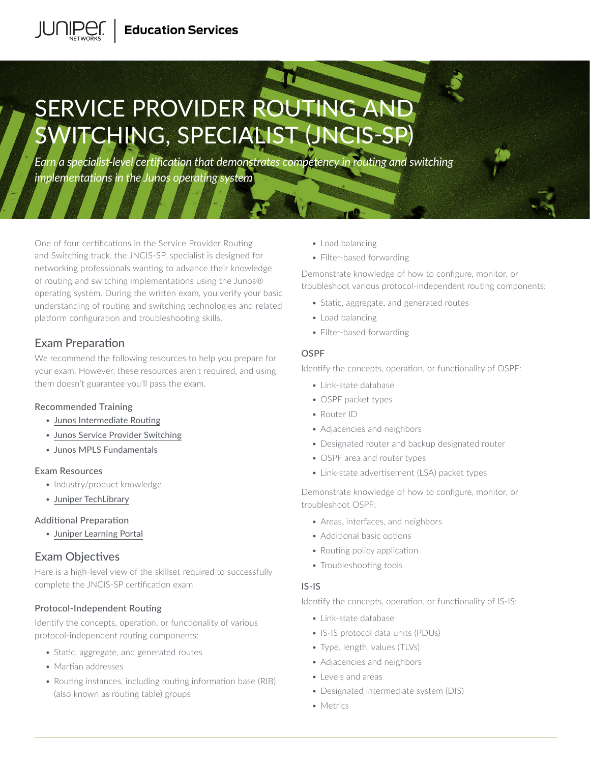Education Services

# SERVICE PROVIDER ROUTING AND SWITCHING, SPECIALIST (JNCIS-SP)

*Earn a specialist-level certification that demonstrates competency in routing and switching implementations in the Junos operating system*

One of four certifications in the Service Provider Routing and Switching track, the JNCIS-SP, specialist is designed for networking professionals wanting to advance their knowledge of routing and switching implementations using the Junos® operating system. During the written exam, you verify your basic understanding of routing and switching technologies and related platform configuration and troubleshooting skills.

## Exam Preparation

We recommend the following resources to help you prepare for your exam. However, these resources aren't required, and using them doesn't guarantee you'll pass the exam.

### Recommended Training

- Junos Intermediate Routing
- Junos Service Provider Switching
- Junos MPLS Fundamentals

### Exam Resources

- Industry/product knowledge
- Juniper TechLibrary

### Additional Preparation

- Juniper Learning Portal

## Exam Objectives

Here is a high-level view of the skillset required to successfully complete the JNCIS-SP certification exam

### Protocol-Independent Routing

Identify the concepts, operation, or functionality of various protocol-independent routing components:

- Static, aggregate, and generated routes
- Martian addresses
- Routing instances, including routing information base (RIB) (also known as routing table) groups
- Load balancing
- Filter-based forwarding

Demonstrate knowledge of how to configure, monitor, or troubleshoot various protocol-independent routing components:

- Static, aggregate, and generated routes
- Load balancing
- Filter-based forwarding

### OSPF

Identify the concepts, operation, or functionality of OSPF:

- Link-state database
- OSPF packet types
- Router ID
- Adjacencies and neighbors
- Designated router and backup designated router
- OSPF area and router types
- Link-state advertisement (LSA) packet types

Demonstrate knowledge of how to configure, monitor, or troubleshoot OSPF:

- Areas, interfaces, and neighbors
- Additional basic options
- Routing policy application
- Troubleshooting tools

### IS-IS

Identify the concepts, operation, or functionality of IS-IS:

- Link-state database
- IS-IS protocol data units (PDUs)
- Type, length, values (TLVs)
- Adjacencies and neighbors
- Levels and areas
- Designated intermediate system (DIS)
- Metrics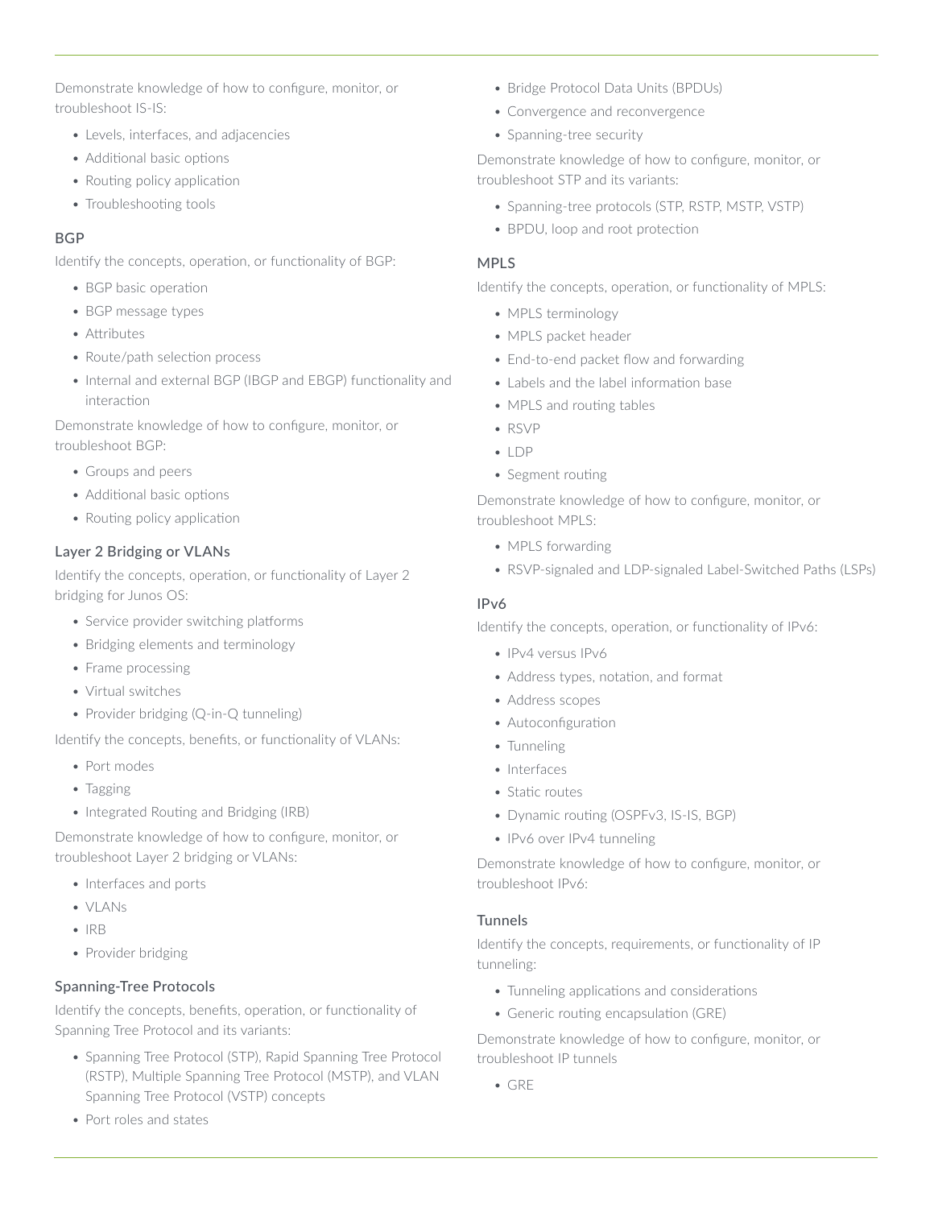Demonstrate knowledge of how to configure, monitor, or troubleshoot IS-IS:

- Levels, interfaces, and adjacencies
- Additional basic options
- Routing policy application
- Troubleshooting tools

### BGP

Identify the concepts, operation, or functionality of BGP:

- BGP basic operation
- BGP message types
- Attributes
- Route/path selection process
- Internal and external BGP (IBGP and EBGP) functionality and interaction

Demonstrate knowledge of how to configure, monitor, or troubleshoot BGP:

- Groups and peers
- Additional basic options
- Routing policy application

### Layer 2 Bridging or VLANs

Identify the concepts, operation, or functionality of Layer 2 bridging for Junos OS:

- Service provider switching platforms
- Bridging elements and terminology
- Frame processing
- Virtual switches
- Provider bridging (Q-in-Q tunneling)

Identify the concepts, benefits, or functionality of VLANs:

- Port modes
- Tagging
- Integrated Routing and Bridging (IRB)

Demonstrate knowledge of how to configure, monitor, or troubleshoot Layer 2 bridging or VLANs:

- Interfaces and ports
- VLANs
- IRB
- Provider bridging

### Spanning-Tree Protocols

Identify the concepts, benefits, operation, or functionality of Spanning Tree Protocol and its variants:

- Spanning Tree Protocol (STP), Rapid Spanning Tree Protocol (RSTP), Multiple Spanning Tree Protocol (MSTP), and VLAN Spanning Tree Protocol (VSTP) concepts
- Port roles and states
- Bridge Protocol Data Units (BPDUs)
- Convergence and reconvergence
- Spanning-tree security

Demonstrate knowledge of how to configure, monitor, or troubleshoot STP and its variants:

- Spanning-tree protocols (STP, RSTP, MSTP, VSTP)
- BPDU, loop and root protection

### MPLS

Identify the concepts, operation, or functionality of MPLS:

- MPLS terminology
- MPLS packet header
- End-to-end packet flow and forwarding
- Labels and the label information base
- MPLS and routing tables
- RSVP
- LDP
- Segment routing

Demonstrate knowledge of how to configure, monitor, or troubleshoot MPLS:

- MPLS forwarding
- RSVP-signaled and LDP-signaled Label-Switched Paths (LSPs)

### IPv6

Identify the concepts, operation, or functionality of IPv6:

- IPv4 versus IPv6
- Address types, notation, and format
- Address scopes
- Autoconfiguration
- Tunneling
- Interfaces
- Static routes
- Dynamic routing (OSPFv3, IS-IS, BGP)
- IPv6 over IPv4 tunneling

Demonstrate knowledge of how to configure, monitor, or troubleshoot IPv6:

### Tunnels

Identify the concepts, requirements, or functionality of IP tunneling:

- Tunneling applications and considerations
- Generic routing encapsulation (GRE)

Demonstrate knowledge of how to configure, monitor, or troubleshoot IP tunnels

- GRE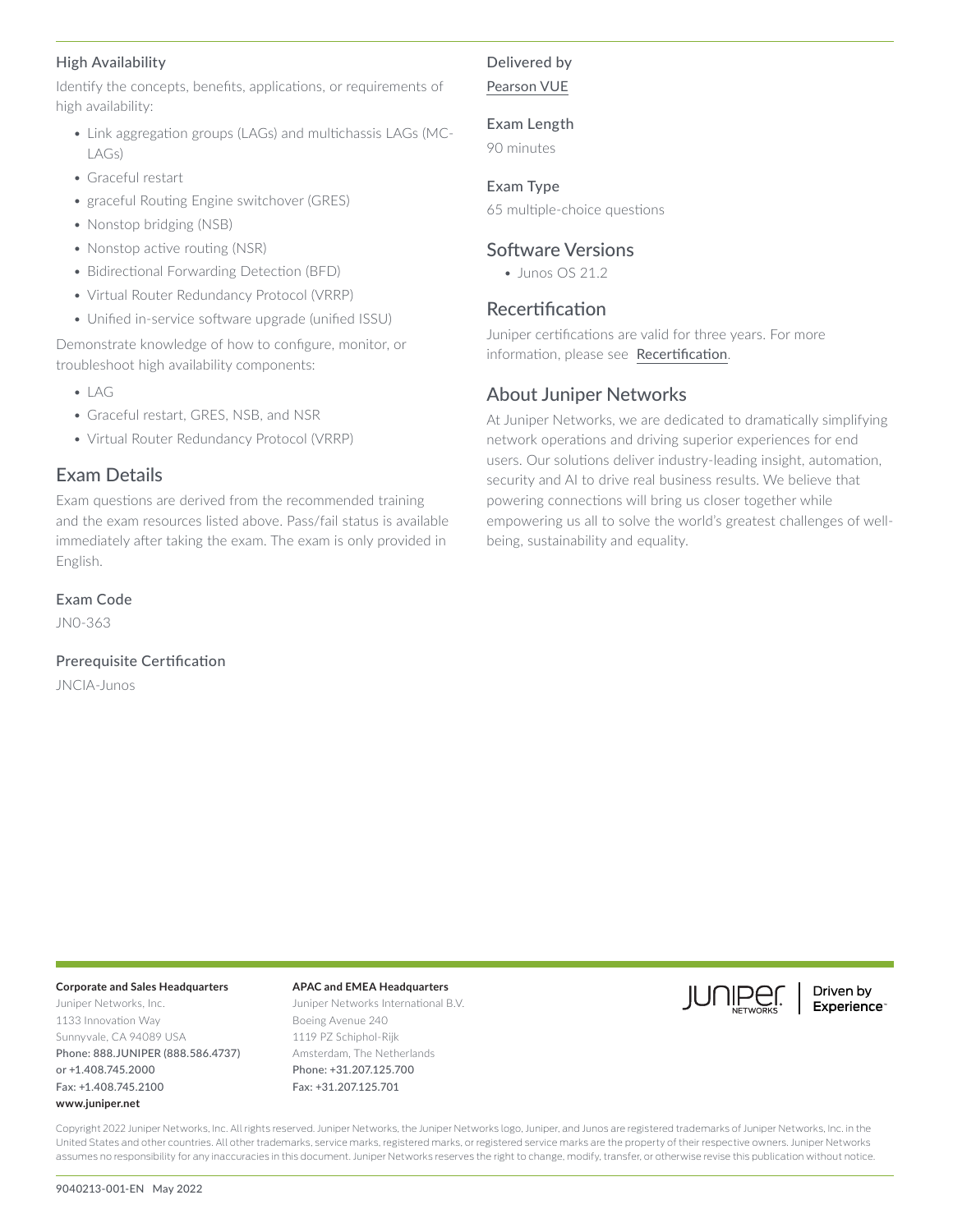### High Availability

Identify the concepts, benefits, applications, or requirements of high availability:

- Link aggregation groups (LAGs) and multichassis LAGs (MC-LAGs)
- Graceful restart
- graceful Routing Engine switchover (GRES)
- Nonstop bridging (NSB)
- Nonstop active routing (NSR)
- Bidirectional Forwarding Detection (BFD)
- Virtual Router Redundancy Protocol (VRRP)
- Unified in-service software upgrade (unified ISSU)

Demonstrate knowledge of how to configure, monitor, or troubleshoot high availability components:

- LAG
- Graceful restart, GRES, NSB, and NSR
- Virtual Router Redundancy Protocol (VRRP)

## Exam Details

Exam questions are derived from the recommended training and the exam resources listed above. Pass/fail status is available immediately after taking the exam. The exam is only provided in English.

### Exam Code

JN0-363

### Prerequisite Certification

JNCIA-Junos

### Delivered by

Pearson VUE

### Exam Length

90 minutes

### Exam Type

65 multiple-choice questions

## Software Versions

- Junos OS 21.2

## Recertification

Juniper certifications are valid for three years. For more information, please see Recertification.

## About Juniper Networks

At Juniper Networks, we are dedicated to dramatically simplifying network operations and driving superior experiences for end users. Our solutions deliver industry-leading insight, automation, security and AI to drive real business results. We believe that powering connections will bring us closer together while empowering us all to solve the world's greatest challenges of well-being, sustainability and equality.

**Corporate and Sales Headquarters**
Juniper Networks, Inc.
1133 Innovation Way
Sunnyvale, CA 94089 USA
Phone: 888.JUNIPER (888.586.4737)
or +1.408.745.2000
Fax: +1.408.745.2100
**www.juniper.net**

**APAC and EMEA Headquarters**
Juniper Networks International B.V.
Boeing Avenue 240
1119 PZ Schiphol-Rijk
Amsterdam, The Netherlands
Phone: +31.207.125.700
Fax: +31.207.125.701

Driven by Experience™

Copyright 2022 Juniper Networks, Inc. All rights reserved. Juniper Networks, the Juniper Networks logo, Juniper, and Junos are registered trademarks of Juniper Networks, Inc. in the United States and other countries. All other trademarks, service marks, registered marks, or registered service marks are the property of their respective owners. Juniper Networks assumes no responsibility for any inaccuracies in this document. Juniper Networks reserves the right to change, modify, transfer, or otherwise revise this publication without notice.

9040213-001-EN May 2022